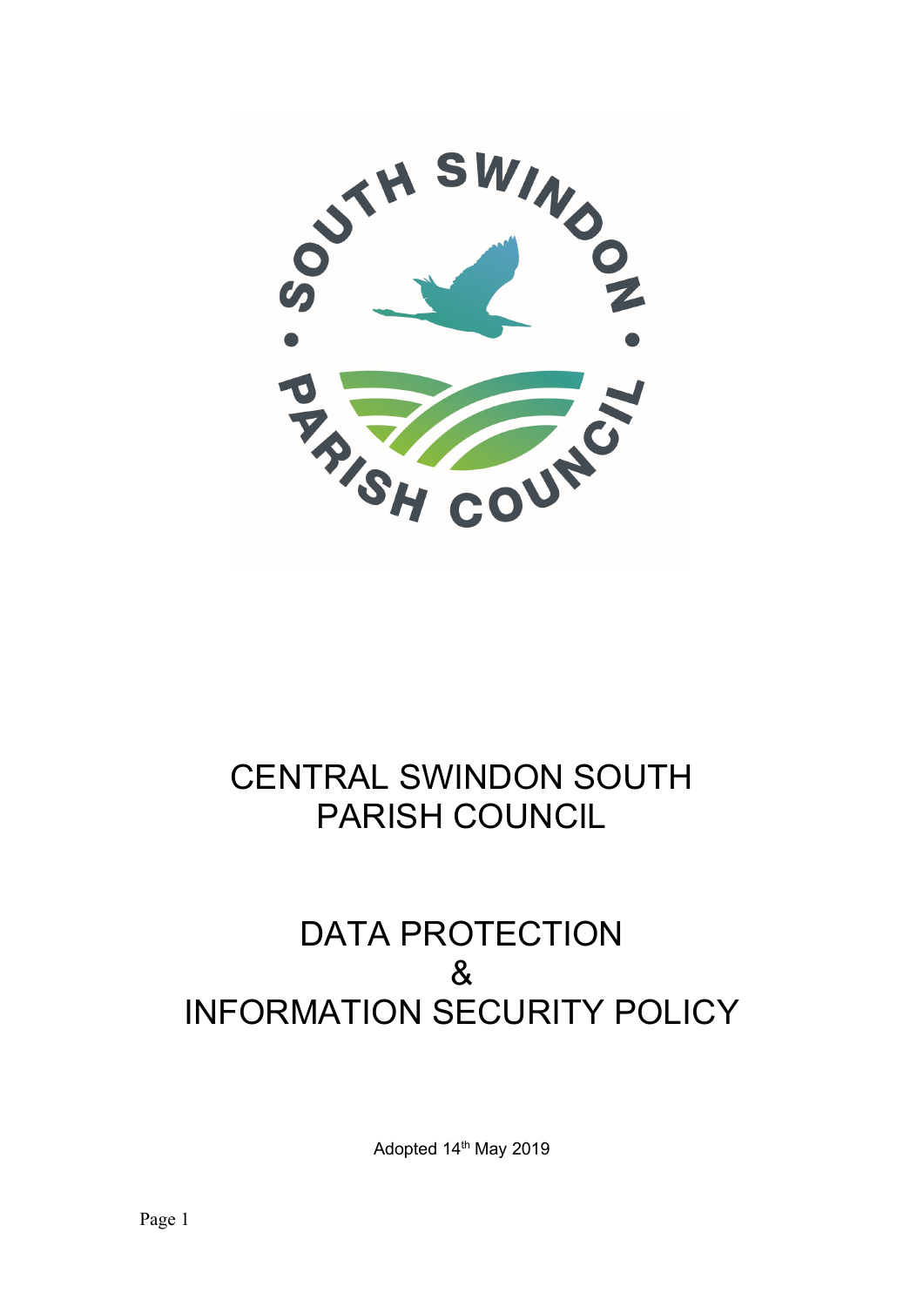# CENTRAL SWINDON SOUTH PARISH COUNCIL

# DATA PROTECTION & INFORMATION SECURITY POLICY

Adopted 14th May 2019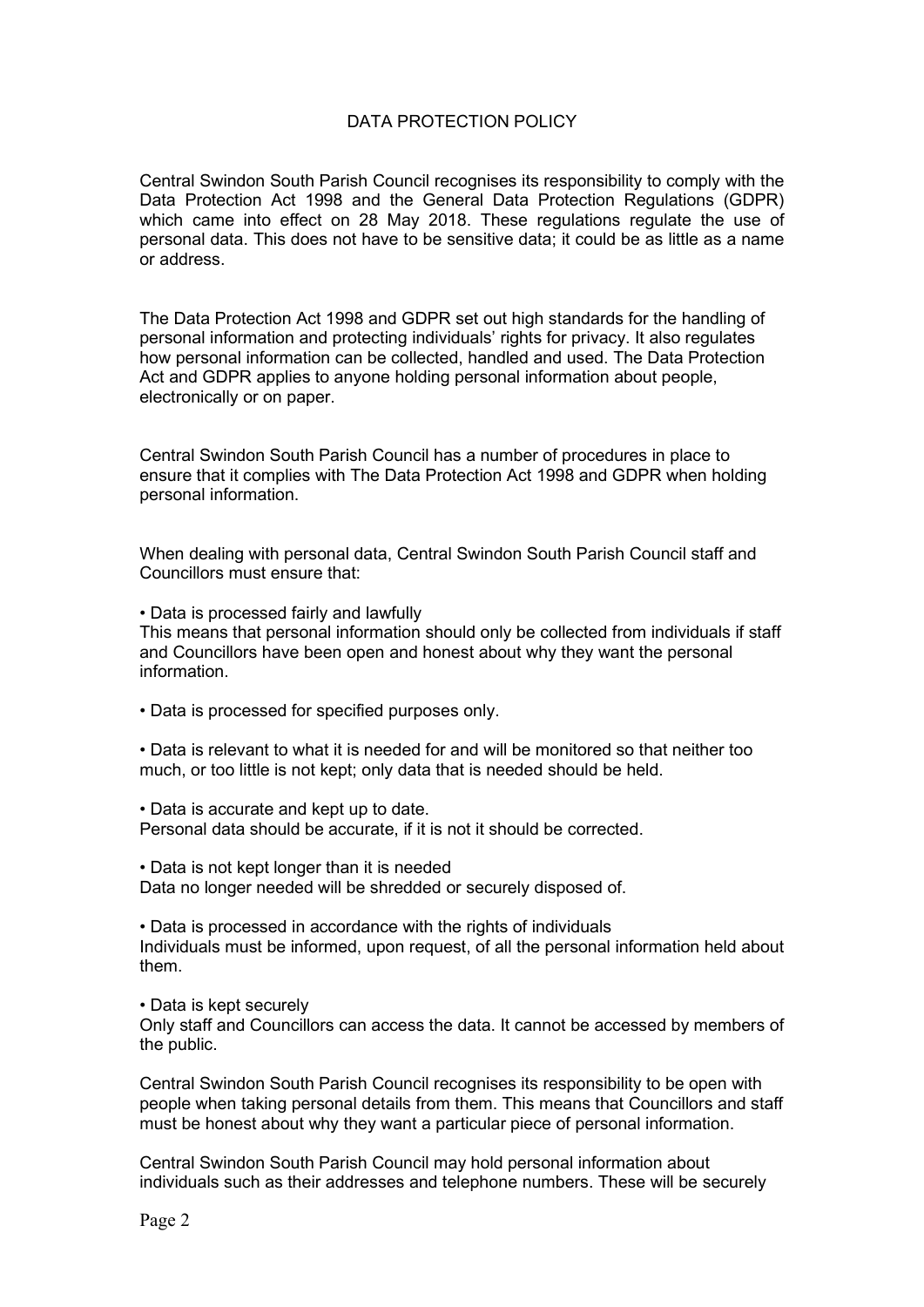# DATA PROTECTION POLICY

Central Swindon South Parish Council recognises its responsibility to comply with the Data Protection Act 1998 and the General Data Protection Regulations (GDPR) which came into effect on 28 May 2018. These regulations regulate the use of personal data. This does not have to be sensitive data; it could be as little as a name or address.

The Data Protection Act 1998 and GDPR set out high standards for the handling of personal information and protecting individuals' rights for privacy. It also regulates how personal information can be collected, handled and used. The Data Protection Act and GDPR applies to anyone holding personal information about people, electronically or on paper.

Central Swindon South Parish Council has a number of procedures in place to ensure that it complies with The Data Protection Act 1998 and GDPR when holding personal information.

When dealing with personal data, Central Swindon South Parish Council staff and Councillors must ensure that:

• Data is processed fairly and lawfully
This means that personal information should only be collected from individuals if staff and Councillors have been open and honest about why they want the personal information.

• Data is processed for specified purposes only.

• Data is relevant to what it is needed for and will be monitored so that neither too much, or too little is not kept; only data that is needed should be held.

• Data is accurate and kept up to date.
Personal data should be accurate, if it is not it should be corrected.

• Data is not kept longer than it is needed
Data no longer needed will be shredded or securely disposed of.

• Data is processed in accordance with the rights of individuals
Individuals must be informed, upon request, of all the personal information held about them.

• Data is kept securely
Only staff and Councillors can access the data. It cannot be accessed by members of the public.

Central Swindon South Parish Council recognises its responsibility to be open with people when taking personal details from them. This means that Councillors and staff must be honest about why they want a particular piece of personal information.

Central Swindon South Parish Council may hold personal information about individuals such as their addresses and telephone numbers. These will be securely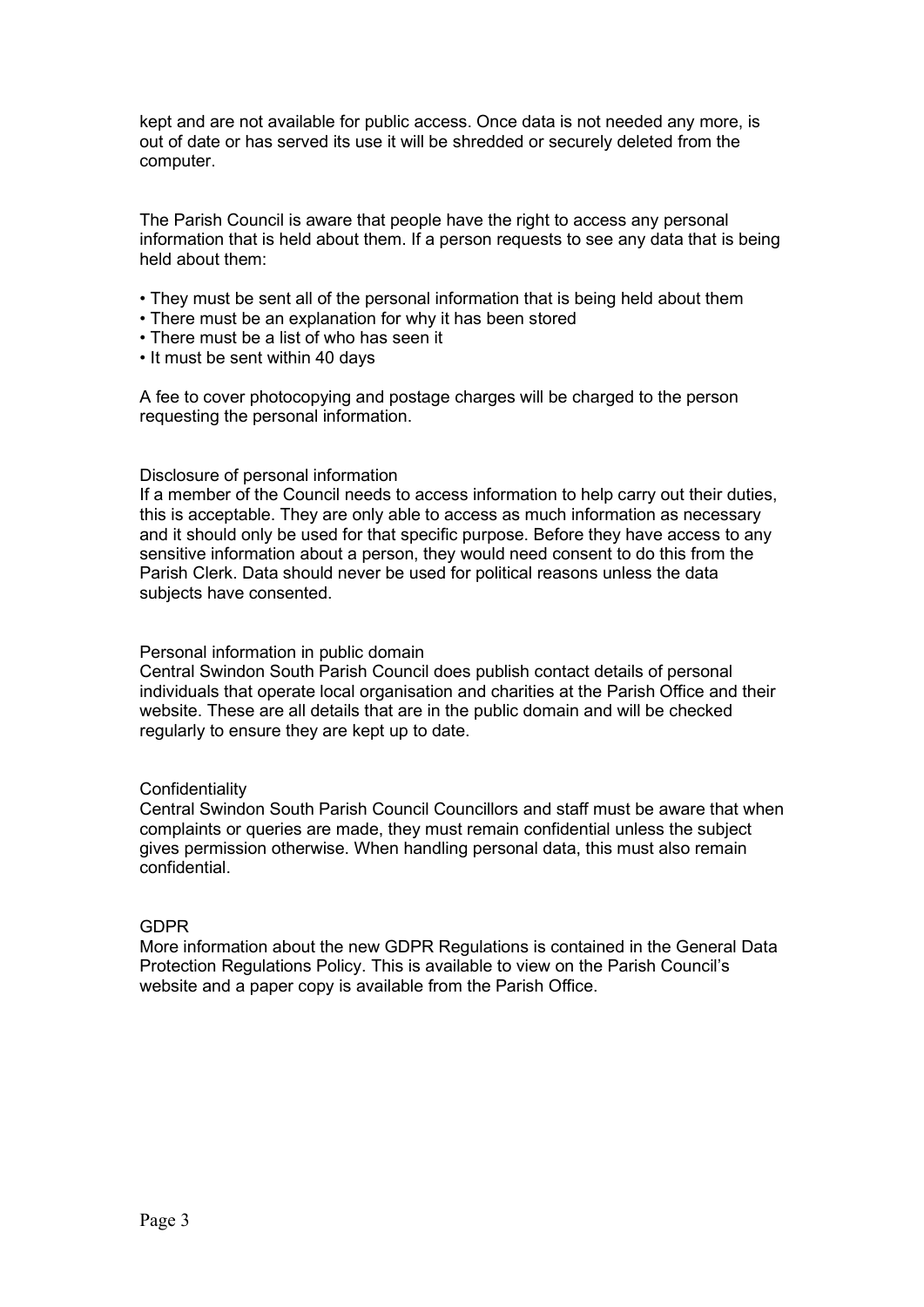kept and are not available for public access. Once data is not needed any more, is out of date or has served its use it will be shredded or securely deleted from the computer.

The Parish Council is aware that people have the right to access any personal information that is held about them. If a person requests to see any data that is being held about them:

- They must be sent all of the personal information that is being held about them
- There must be an explanation for why it has been stored
- There must be a list of who has seen it
- It must be sent within 40 days

A fee to cover photocopying and postage charges will be charged to the person requesting the personal information.

## Disclosure of personal information

If a member of the Council needs to access information to help carry out their duties, this is acceptable. They are only able to access as much information as necessary and it should only be used for that specific purpose. Before they have access to any sensitive information about a person, they would need consent to do this from the Parish Clerk. Data should never be used for political reasons unless the data subjects have consented.

## Personal information in public domain

Central Swindon South Parish Council does publish contact details of personal individuals that operate local organisation and charities at the Parish Office and their website. These are all details that are in the public domain and will be checked regularly to ensure they are kept up to date.

## Confidentiality

Central Swindon South Parish Council Councillors and staff must be aware that when complaints or queries are made, they must remain confidential unless the subject gives permission otherwise. When handling personal data, this must also remain confidential.

## GDPR

More information about the new GDPR Regulations is contained in the General Data Protection Regulations Policy. This is available to view on the Parish Council's website and a paper copy is available from the Parish Office.